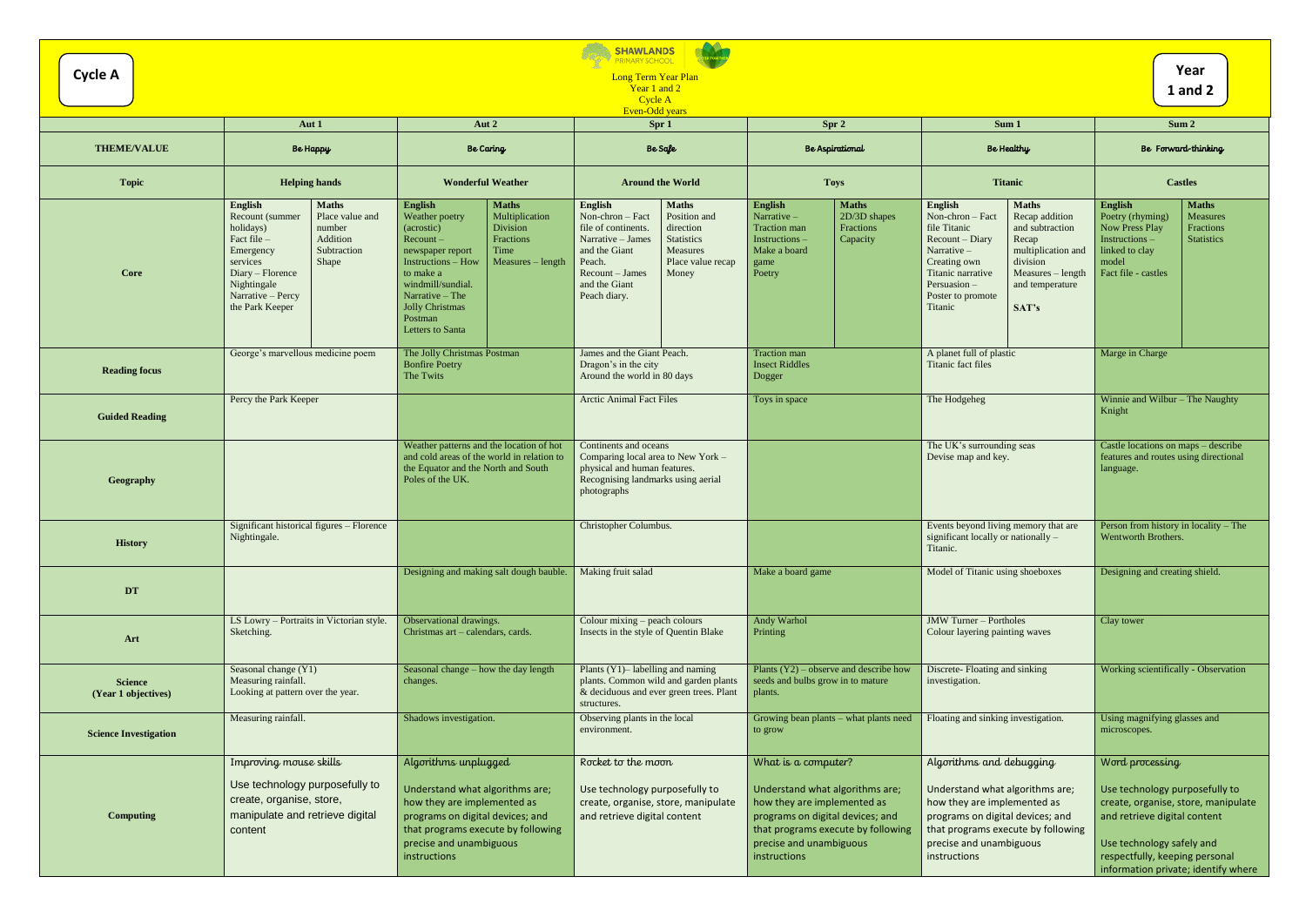**Cycle A**

SHAWLANDS PRIMARY SCHOOL

Long Term Year Plan
Year 1 and 2
Cycle A
Even-Odd years

**Year 1 and 2**

| | Aut 1 | Aut 2 | Spr 1 | Spr 2 | Sum 1 | Sum 2 |
|---|---|---|---|---|---|---|
| **THEME/VALUE** | Be Happy | Be Caring | Be Safe | Be Aspirational | Be Healthy | Be Forward-thinking |
| **Topic** | Helping hands | Wonderful Weather | Around the World | Toys | Titanic | Castles |
| **Core** | **English** Recount (summer holidays) Fact file – Emergency services Diary – Florence Nightingale Narrative – Percy the Park Keeper **Maths** Place value and number Addition Subtraction Shape | **English** Weather poetry (acrostic) Recount – newspaper report Instructions – How to make a windmill/sundial. Narrative – The Jolly Christmas Postman Letters to Santa **Maths** Multiplication Division Fractions Time Measures – length | **English** Non-chron – Fact file of continents. Narrative – James and the Giant Peach. Recount – James and the Giant Peach diary. **Maths** Position and direction Statistics Measures Place value recap Money | **English** Narrative – Traction man Instructions – Make a board game Poetry **Maths** 2D/3D shapes Fractions Capacity | **English** Non-chron – Fact file Titanic Recount – Diary Narrative – Creating own Titanic narrative Persuasion – Poster to promote Titanic **Maths** Recap addition and subtraction Recap multiplication and division Measures – length and temperature SAT's | **English** Poetry (rhyming) Now Press Play Instructions – linked to clay model Fact file - castles **Maths** Measures Fractions Statistics |
| **Reading focus** | George's marvellous medicine poem | The Jolly Christmas Postman Bonfire Poetry The Twits | James and the Giant Peach. Dragon's in the city Around the world in 80 days | Traction man Insect Riddles Dogger | A planet full of plastic Titanic fact files | Marge in Charge |
| **Guided Reading** | Percy the Park Keeper | | Arctic Animal Fact Files | Toys in space | The Hodgeheg | Winnie and Wilbur – The Naughty Knight |
| **Geography** | | Weather patterns and the location of hot and cold areas of the world in relation to the Equator and the North and South Poles of the UK. | Continents and oceans Comparing local area to New York – physical and human features. Recognising landmarks using aerial photographs | | The UK's surrounding seas Devise map and key. | Castle locations on maps – describe features and routes using directional language. |
| **History** | Significant historical figures – Florence Nightingale. | | Christopher Columbus. | | Events beyond living memory that are significant locally or nationally – Titanic. | Person from history in locality – The Wentworth Brothers. |
| **DT** | | Designing and making salt dough bauble. | Making fruit salad | Make a board game | Model of Titanic using shoeboxes | Designing and creating shield. |
| **Art** | LS Lowry – Portraits in Victorian style. Sketching. | Observational drawings. Christmas art – calendars, cards. | Colour mixing – peach colours Insects in the style of Quentin Blake | Andy Warhol Printing | JMW Turner – Portholes Colour layering painting waves | Clay tower |
| **Science (Year 1 objectives)** | Seasonal change (Y1) Measuring rainfall. Looking at pattern over the year. | Seasonal change – how the day length changes. | Plants (Y1)– labelling and naming plants. Common wild and garden plants & deciduous and ever green trees. Plant structures. | Plants (Y2) – observe and describe how seeds and bulbs grow in to mature plants. | Discrete- Floating and sinking investigation. | Working scientifically - Observation |
| **Science Investigation** | Measuring rainfall. | Shadows investigation. | Observing plants in the local environment. | Growing bean plants – what plants need to grow | Floating and sinking investigation. | Using magnifying glasses and microscopes. |
| **Computing** | Improving mouse skills Use technology purposefully to create, organise, store, manipulate and retrieve digital content | Algorithms unplugged Understand what algorithms are; how they are implemented as programs on digital devices; and that programs execute by following precise and unambiguous instructions | Rocket to the moon Use technology purposefully to create, organise, store, manipulate and retrieve digital content | What is a computer? Understand what algorithms are; how they are implemented as programs on digital devices; and that programs execute by following precise and unambiguous instructions | Algorithms and debugging Understand what algorithms are; how they are implemented as programs on digital devices; and that programs execute by following precise and unambiguous instructions | Word processing Use technology purposefully to create, organise, store, manipulate and retrieve digital content Use technology safely and respectfully, keeping personal information private; identify where |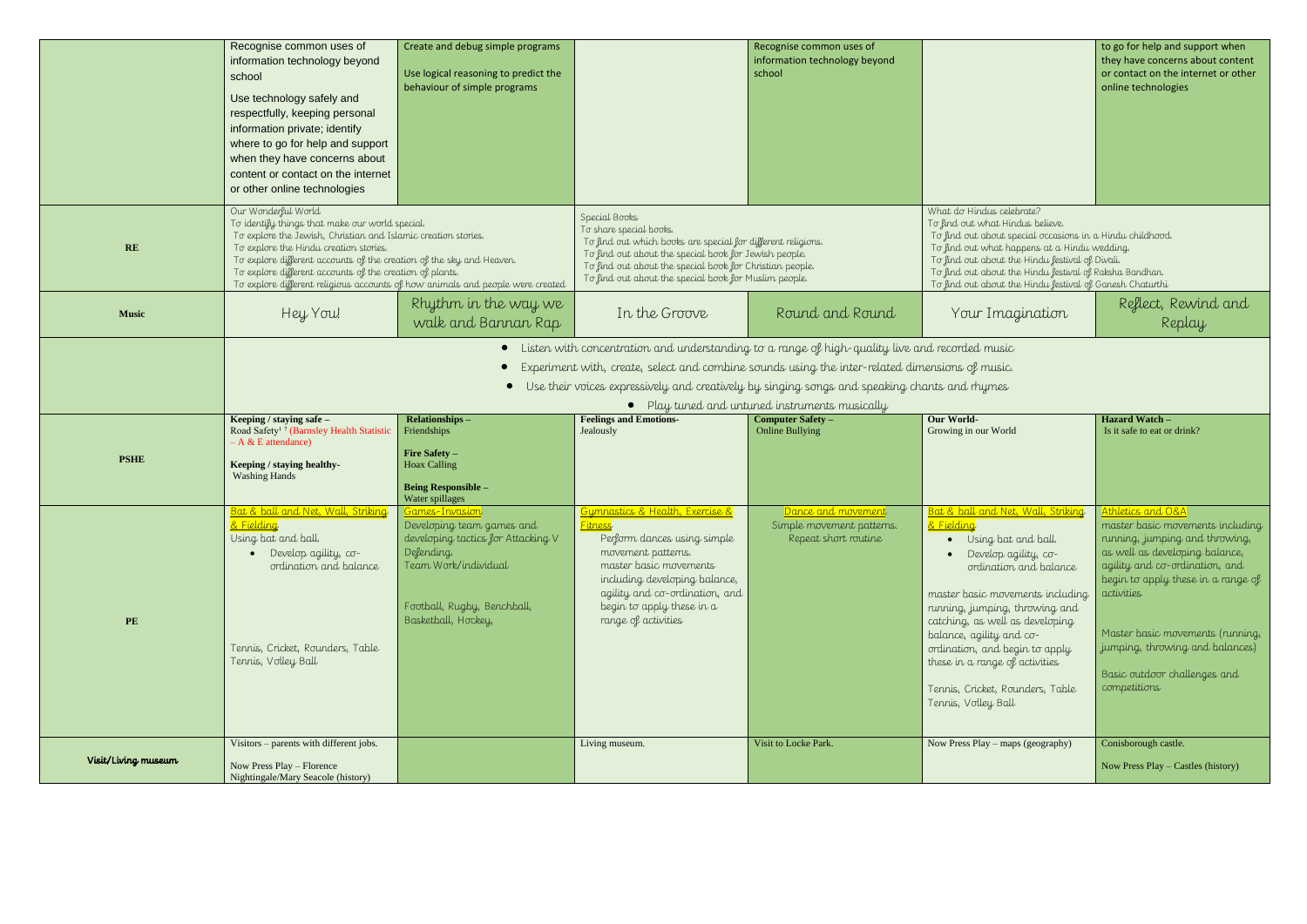| | | | | | | |
|---|---|---|---|---|---|---|
| | Recognise common uses of information technology beyond school<br><br>Use technology safely and respectfully, keeping personal information private; identify where to go for help and support when they have concerns about content or contact on the internet or other online technologies | Create and debug simple programs<br><br>Use logical reasoning to predict the behaviour of simple programs | | Recognise common uses of information technology beyond school | | to go for help and support when they have concerns about content or contact on the internet or other online technologies |
| **RE** | Our Wonderful World.<br>To identify things that make our world special.<br>To explore the Jewish, Christian and Islamic creation stories.<br>To explore the Hindu creation stories.<br>To explore different accounts of the creation of the sky and Heaven.<br>To explore different accounts of the creation of plants.<br>To explore different religious accounts of how animals and people were created | | Special Books.<br>To share special books.<br>To find out which books are special for different religions.<br>To find out about the special book for Jewish people.<br>To find out about the special book for Christian people.<br>To find out about the special book for Muslim people. | | What do Hindus celebrate?<br>To find out what Hindus believe.<br>To find out about special occasions in a Hindu childhood.<br>To find out what happens at a Hindu wedding.<br>To find out about the Hindu festival of Divali.<br>To find out about the Hindu festival of Raksha Bandhan.<br>To find out about the Hindu festival of Ganesh Chaturthi | |
| **Music** | Hey You! | Rhythm in the way we walk and Bannan Rap | In the Groove | Round and Round | Your Imagination | Reflect, Rewind and Replay |
| | • Listen with concentration and understanding to a range of high-quality live and recorded music<br>• Experiment with, create, select and combine sounds using the inter-related dimensions of music.<br>• Use their voices expressively and creatively by singing songs and speaking chants and rhymes<br>• Play tuned and untuned instruments musically | | | | | |
| **PSHE** | **Keeping / staying safe –**<br>Road Safety[1] [7] (Barnsley Health Statistic – A & E attendance)<br><br>**Keeping / staying healthy-**<br>Washing Hands | **Relationships –**<br>Friendships<br><br>**Fire Safety –**<br>Hoax Calling<br><br>**Being Responsible –**<br>Water spillages | **Feelings and Emotions-**<br>Jealously | **Computer Safety –**<br>Online Bullying | **Our World-**<br>Growing in our World | **Hazard Watch –**<br>Is it safe to eat or drink? |
| **PE** | Bat & ball and Net, Wall, Striking & Fielding<br>Using bat and ball.<br>• Develop agility, co-ordination and balance<br><br>Tennis, Cricket, Rounders, Table Tennis, Volley Ball | Games-Invasion<br>Developing team games and developing tactics for Attacking V Defending.<br>Team Work/individual<br><br>Football, Rugby, Benchball, Basketball, Hockey, | Gymnastics & Health, Exercise & Fitness<br>Perform dances using simple movement patterns.<br>master basic movements including developing balance, agility and co-ordination, and begin to apply these in a range of activities | Dance and movement<br>Simple movement patterns.<br>Repeat short routine | Bat & ball and Net, Wall, Striking & Fielding<br>• Using bat and ball.<br>• Develop agility, co-ordination and balance<br><br>master basic movements including running, jumping, throwing and catching, as well as developing balance, agility and co-ordination, and begin to apply these in a range of activities<br><br>Tennis, Cricket, Rounders, Table Tennis, Volley Ball | Athletics and O&A<br>master basic movements including running, jumping and throwing, as well as developing balance, agility and co-ordination, and begin to apply these in a range of activities<br><br>Master basic movements (running, jumping, throwing and balances)<br><br>Basic outdoor challenges and competitions |
| Visit/Living museum | Visitors – parents with different jobs.<br><br>Now Press Play – Florence Nightingale/Mary Seacole (history) | | Living museum. | Visit to Locke Park. | Now Press Play – maps (geography) | Conisborough castle.<br><br>Now Press Play – Castles (history) |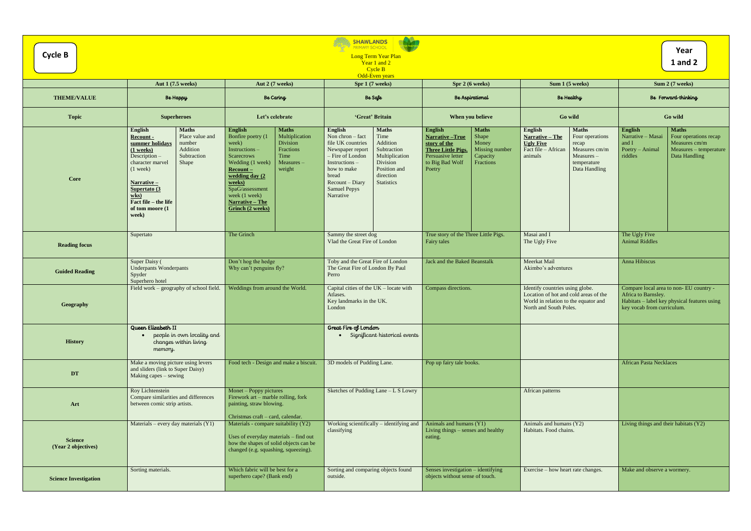**Cycle B**

**SHAWLANDS PRIMARY SCHOOL**

Long Term Year Plan
Year 1 and 2
Cycle B
Odd-Even years

**Year 1 and 2**

| | Aut 1 (7.5 weeks) | Aut 2 (7 weeks) | Spr 1 (7 weeks) | Spr 2 (6 weeks) | Sum 1 (5 weeks) | Sum 2 (7 weeks) |
|---|---|---|---|---|---|---|
| **THEME/VALUE** | Be Happy | Be Caring | Be Safe | Be Aspirational | Be Healthy | Be Forward-thinking |
| **Topic** | Superheroes | Let's celebrate | 'Great' Britain | When you believe | Go wild | Go wild |
| **Core** | **English** **Recount - summer holidays (1 weeks)** Description – character marvel (1 week) **Narrative – Supertato (3 wks)** **Fact file – the life of tom moore (1 week)** **Maths** Place value and number Addition Subtraction Shape | **English** Bonfire poetry (1 week) Instructions – Scarecrows Wedding (1 week) **Recount – wedding day (2 weeks)** SpaG/assessment week (1 week) **Narrative – The Grinch (2 weeks)** **Maths** Multiplication Division Fractions Time Measures – weight | **English** Non chron – fact file UK countries Newspaper report – Fire of London Instructions – how to make bread Recount – Diary Samuel Pepys Narrative **Maths** Time Addition Subtraction Multiplication Division Position and direction Statistics | **English** **Narrative –True story of the Three Little Pigs.** Persuasive letter to Big Bad Wolf Poetry **Maths** Shape Money Missing number Capacity Fractions | **English** **Narrative – The Ugly Five** Fact file – African animals **Maths** Four operations recap Measures cm/m Measures – temperature Data Handling | **English** Narrative – Masai and I Poetry – Animal riddles **Maths** Four operations recap Measures cm/m Measures – temperature Data Handling |
| **Reading focus** | Supertato | The Grinch | Sammy the street dog Vlad the Great Fire of London | True story of the Three Little Pigs. Fairy tales | Masai and I The Ugly Five | The Ugly Five Animal Riddles |
| **Guided Reading** | Super Daisy ( Underpants Wonderpants Spyder Superhero hotel | Don't hog the hedge Why can't penguins fly? | Toby and the Great Fire of London The Great Fire of London By Paul Perro | Jack and the Baked Beanstalk | Meerkat Mail Akimbo's adventures | Anna Hibiscus |
| **Geography** | Field work – geography of school field. | Weddings from around the World. | Capital cities of the UK – locate with Atlases. Key landmarks in the UK. London | Compass directions. | Identify countries using globe. Location of hot and cold areas of the World in relation to the equator and North and South Poles. | Compare local area to non- EU country - Africa to Barnsley. Habitats – label key physical features using key vocab from curriculum. |
| **History** | Queen Elizabeth II<br>• people in own locality and changes within living memory. | | Great Fire of London<br>• Significant historical events | | | |
| **DT** | Make a moving picture using levers and sliders (link to Super Daisy) Making capes – sewing | Food tech - Design and make a biscuit. | 3D models of Pudding Lane. | Pop up fairy tale books. | | African Pasta Necklaces |
| **Art** | Roy Lichtenstein Compare similarities and differences between comic strip artists. | Monet – Poppy pictures Firework art – marble rolling, fork painting, straw blowing. Christmas craft – card, calendar. | Sketches of Pudding Lane – L S Lowry | | African patterns | |
| **Science (Year 2 objectives)** | Materials – every day materials (Y1) | Materials - compare suitability (Y2) Uses of everyday materials – find out how the shapes of solid objects can be changed (e.g. squashing, squeezing). | Working scientifically – identifying and classifying | Animals and humans (Y1) Living things – senses and healthy eating. | Animals and humans (Y2) Habitats. Food chains. | Living things and their habitats (Y2) |
| **Science Investigation** | Sorting materials. | Which fabric will be best for a superhero cape? (Bank end) | Sorting and comparing objects found outside. | Senses investigation – identifying objects without sense of touch. | Exercise – how heart rate changes. | Make and observe a wormery. |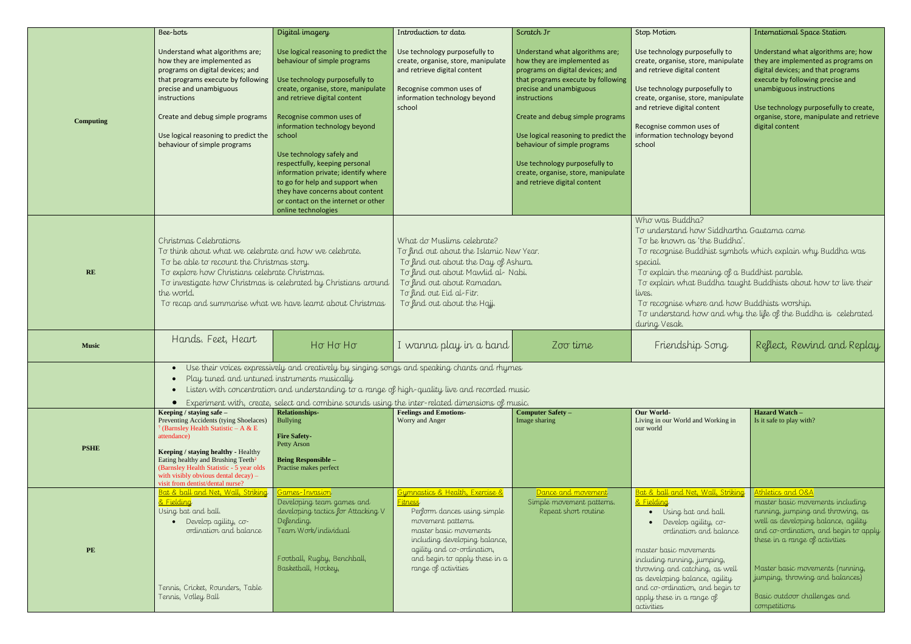| | | | | | | |
|---|---|---|---|---|---|---|
| **Computing** | Bee-bots<br><br>Understand what algorithms are; how they are implemented as programs on digital devices; and that programs execute by following precise and unambiguous instructions<br><br>Create and debug simple programs<br><br>Use logical reasoning to predict the behaviour of simple programs | Digital imagery<br><br>Use logical reasoning to predict the behaviour of simple programs<br><br>Use technology purposefully to create, organise, store, manipulate and retrieve digital content<br><br>Recognise common uses of information technology beyond school<br><br>Use technology safely and respectfully, keeping personal information private; identify where to go for help and support when they have concerns about content or contact on the internet or other online technologies | Introduction to data<br><br>Use technology purposefully to create, organise, store, manipulate and retrieve digital content<br><br>Recognise common uses of information technology beyond school | Scratch Jr<br><br>Understand what algorithms are; how they are implemented as programs on digital devices; and that programs execute by following precise and unambiguous instructions<br><br>Create and debug simple programs<br><br>Use logical reasoning to predict the behaviour of simple programs<br><br>Use technology purposefully to create, organise, store, manipulate and retrieve digital content | Stop Motion<br><br>Use technology purposefully to create, organise, store, manipulate and retrieve digital content<br><br>Use technology purposefully to create, organise, store, manipulate and retrieve digital content<br><br>Recognise common uses of information technology beyond school | International Space Station<br><br>Understand what algorithms are; how they are implemented as programs on digital devices; and that programs execute by following precise and unambiguous instructions<br><br>Use technology purposefully to create, organise, store, manipulate and retrieve digital content |
| **RE** | Christmas Celebrations<br>To think about what we celebrate and how we celebrate.<br>To be able to recount the Christmas story.<br>To explore how Christians celebrate Christmas.<br>To investigate how Christmas is celebrated by Christians around the world.<br>To recap and summarise what we have learnt about Christmas | | What do Muslims celebrate?<br>To find out about the Islamic New Year.<br>To find out about the Day of Ashura.<br>To find out about Mawlid al- Nabi.<br>To find out about Ramadan.<br>To find out Eid al-Fitr.<br>To find out about the Hajj. | | Who was Buddha?<br>To understand how Siddhartha Gautama came to be known as 'the Buddha'.<br>To recognise Buddhist symbols which explain why Buddha was special.<br>To explain the meaning of a Buddhist parable.<br>To explain what Buddha taught Buddhists about how to live their lives.<br>To recognise where and how Buddhists worship.<br>To understand how and why the life of the Buddha is celebrated during Vesak. | |
| **Music** | Hands. Feet, Heart | Ho Ho Ho | I wanna play in a band | Zoo time | Friendship Song | Reflect, Rewind and Replay |
| | • Use their voices expressively and creatively by singing songs and speaking chants and rhymes<br>• Play tuned and untuned instruments musically<br>• Listen with concentration and understanding to a range of high-quality live and recorded music<br>• Experiment with, create, select and combine sounds using the inter-related dimensions of music. | | | | | |
| **PSHE** | **Keeping / staying safe –**<br>Preventing Accidents (tying Shoelaces) [1] (Barnsley Health Statistic – A & E attendance)<br><br>**Keeping / staying healthy -** Healthy Eating healthy and Brushing Teeth[2] (Barnsley Health Statistic - 5 year olds with visibly obvious dental decay) – visit from dentist/dental nurse? | **Relationships-**<br>Bullying<br><br>**Fire Safety-**<br>Petty Arson<br><br>**Being Responsible –**<br>Practise makes perfect | **Feelings and Emotions-**<br>Worry and Anger | **Computer Safety –**<br>Image sharing | **Our World-**<br>Living in our World and Working in our world | **Hazard Watch –**<br>Is it safe to play with? |
| **PE** | Bat & ball and Net, Wall, Striking & Fielding<br>Using bat and ball.<br>• Develop agility, co-ordination and balance<br><br>Tennis, Cricket, Rounders, Table Tennis, Volley Ball | Games-Invasion<br>Developing team games and developing tactics for Attacking V Defending.<br>Team Work/individual<br><br>Football, Rugby, Benchball, Basketball, Hockey, | Gymnastics & Health, Exercise & Fitness<br>Perform dances using simple movement patterns.<br>master basic movements including developing balance, agility and co-ordination, and begin to apply these in a range of activities | Dance and movement<br>Simple movement patterns.<br>Repeat short routine | Bat & ball and Net, Wall, Striking & Fielding<br>• Using bat and ball.<br>• Develop agility, co-ordination and balance<br><br>master basic movements including running, jumping, throwing and catching, as well as developing balance, agility and co-ordination, and begin to apply these in a range of activities | Athletics and O&A<br>master basic movements including running, jumping and throwing, as well as developing balance, agility and co-ordination, and begin to apply these in a range of activities<br><br>Master basic movements (running, jumping, throwing and balances)<br><br>Basic outdoor challenges and competitions |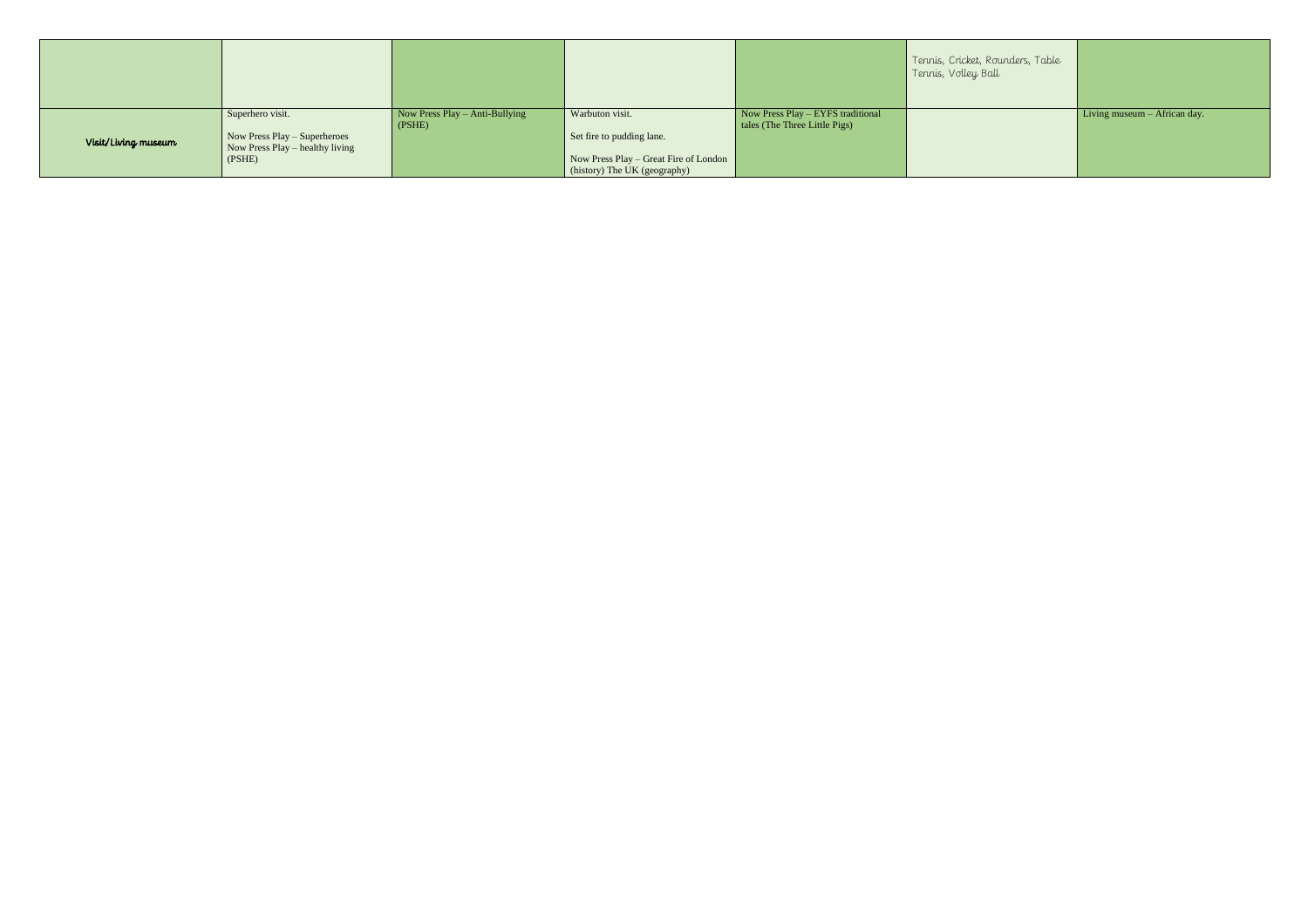| | | | | | | |
|---|---|---|---|---|---|---|
| | | | | | Tennis, Cricket, Rounders, Table Tennis, Volley Ball | |
| Visit/Living museum | Superhero visit.<br><br>Now Press Play – Superheroes<br>Now Press Play – healthy living (PSHE) | Now Press Play – Anti-Bullying (PSHE) | Warbuton visit.<br><br>Set fire to pudding lane.<br><br>Now Press Play – Great Fire of London (history) The UK (geography) | Now Press Play – EYFS traditional tales (The Three Little Pigs) | | Living museum – African day. |